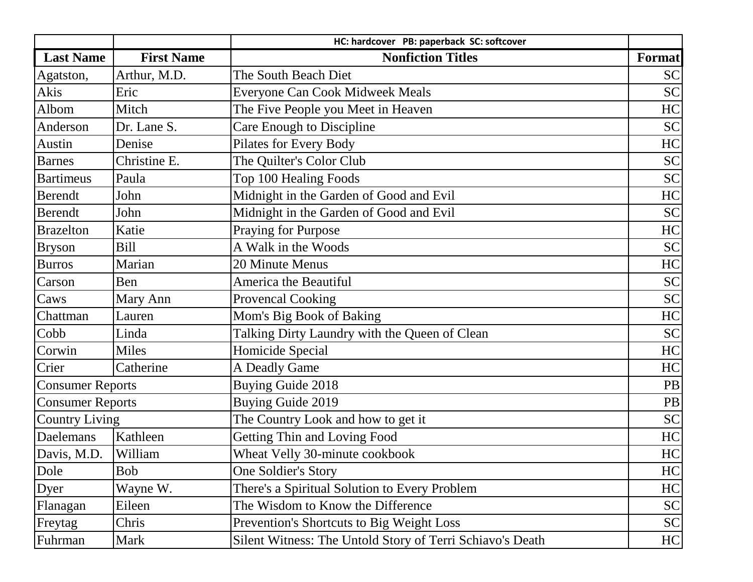| | | HC: hardcover PB: paperback SC: softcover | |
|---|---|---|---|
| **Last Name** | **First Name** | **Nonfiction Titles** | **Format** |
| Agatston, | Arthur, M.D. | The South Beach Diet | SC |
| Akis | Eric | Everyone Can Cook Midweek Meals | SC |
| Albom | Mitch | The Five People you Meet in Heaven | HC |
| Anderson | Dr. Lane S. | Care Enough to Discipline | SC |
| Austin | Denise | Pilates for Every Body | HC |
| Barnes | Christine E. | The Quilter's Color Club | SC |
| Bartimeus | Paula | Top 100 Healing Foods | SC |
| Berendt | John | Midnight in the Garden of Good and Evil | HC |
| Berendt | John | Midnight in the Garden of Good and Evil | SC |
| Brazelton | Katie | Praying for Purpose | HC |
| Bryson | Bill | A Walk in the Woods | SC |
| Burros | Marian | 20 Minute Menus | HC |
| Carson | Ben | America the Beautiful | SC |
| Caws | Mary Ann | Provencal Cooking | SC |
| Chattman | Lauren | Mom's Big Book of Baking | HC |
| Cobb | Linda | Talking Dirty Laundry with the Queen of Clean | SC |
| Corwin | Miles | Homicide Special | HC |
| Crier | Catherine | A Deadly Game | HC |
| Consumer Reports | | Buying Guide 2018 | PB |
| Consumer Reports | | Buying Guide 2019 | PB |
| Country Living | | The Country Look and how to get it | SC |
| Daelemans | Kathleen | Getting Thin and Loving Food | HC |
| Davis, M.D. | William | Wheat Velly 30-minute cookbook | HC |
| Dole | Bob | One Soldier's Story | HC |
| Dyer | Wayne W. | There's a Spiritual Solution to Every Problem | HC |
| Flanagan | Eileen | The Wisdom to Know the Difference | SC |
| Freytag | Chris | Prevention's Shortcuts to Big Weight Loss | SC |
| Fuhrman | Mark | Silent Witness: The Untold Story of Terri Schiavo's Death | HC |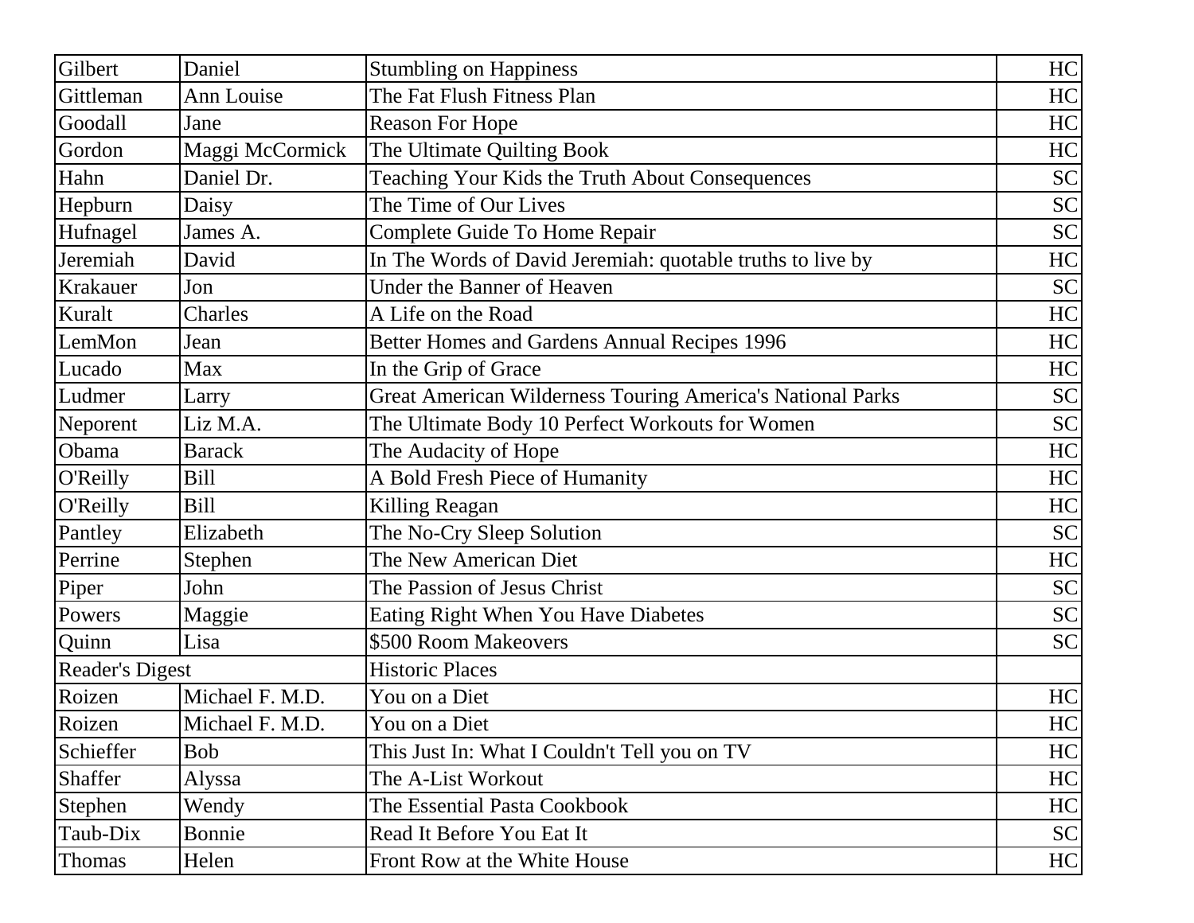| | | | |
|---|---|---|---|
| Gilbert | Daniel | Stumbling on Happiness | HC |
| Gittleman | Ann Louise | The Fat Flush Fitness Plan | HC |
| Goodall | Jane | Reason For Hope | HC |
| Gordon | Maggi McCormick | The Ultimate Quilting Book | HC |
| Hahn | Daniel Dr. | Teaching Your Kids the Truth About Consequences | SC |
| Hepburn | Daisy | The Time of Our Lives | SC |
| Hufnagel | James A. | Complete Guide To Home Repair | SC |
| Jeremiah | David | In The Words of David Jeremiah: quotable truths to live by | HC |
| Krakauer | Jon | Under the Banner of Heaven | SC |
| Kuralt | Charles | A Life on the Road | HC |
| LemMon | Jean | Better Homes and Gardens Annual Recipes 1996 | HC |
| Lucado | Max | In the Grip of Grace | HC |
| Ludmer | Larry | Great American Wilderness Touring America's National Parks | SC |
| Neporent | Liz M.A. | The Ultimate Body 10 Perfect Workouts for Women | SC |
| Obama | Barack | The Audacity of Hope | HC |
| O'Reilly | Bill | A Bold Fresh Piece of Humanity | HC |
| O'Reilly | Bill | Killing Reagan | HC |
| Pantley | Elizabeth | The No-Cry Sleep Solution | SC |
| Perrine | Stephen | The New American Diet | HC |
| Piper | John | The Passion of Jesus Christ | SC |
| Powers | Maggie | Eating Right When You Have Diabetes | SC |
| Quinn | Lisa | $500 Room Makeovers | SC |
| Reader's Digest | | Historic Places | |
| Roizen | Michael F. M.D. | You on a Diet | HC |
| Roizen | Michael F. M.D. | You on a Diet | HC |
| Schieffer | Bob | This Just In: What I Couldn't Tell you on TV | HC |
| Shaffer | Alyssa | The A-List Workout | HC |
| Stephen | Wendy | The Essential Pasta Cookbook | HC |
| Taub-Dix | Bonnie | Read It Before You Eat It | SC |
| Thomas | Helen | Front Row at the White House | HC |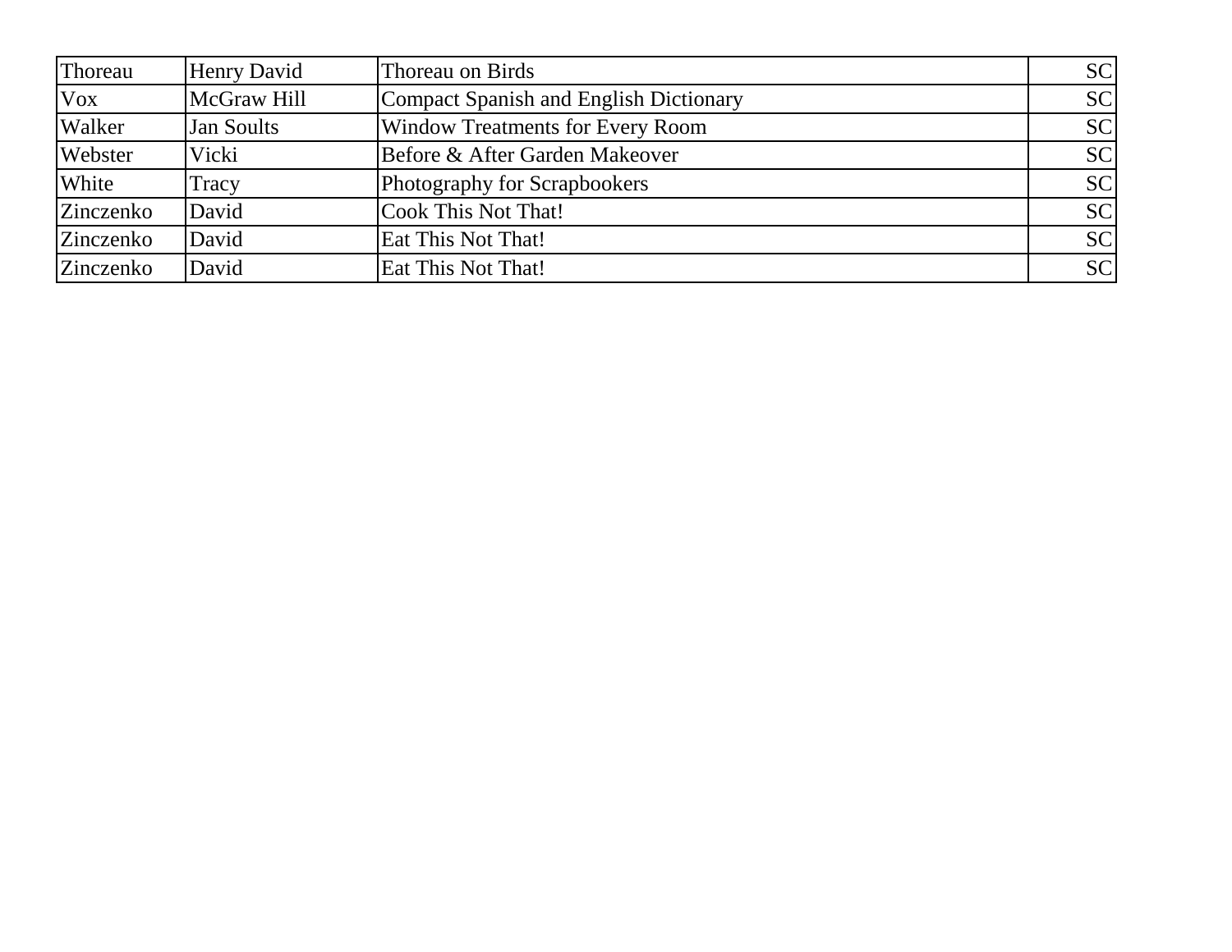| | | | |
|---|---|---|---|
| Thoreau | Henry David | Thoreau on Birds | SC |
| Vox | McGraw Hill | Compact Spanish and English Dictionary | SC |
| Walker | Jan Soults | Window Treatments for Every Room | SC |
| Webster | Vicki | Before & After Garden Makeover | SC |
| White | Tracy | Photography for Scrapbookers | SC |
| Zinczenko | David | Cook This Not That! | SC |
| Zinczenko | David | Eat This Not That! | SC |
| Zinczenko | David | Eat This Not That! | SC |